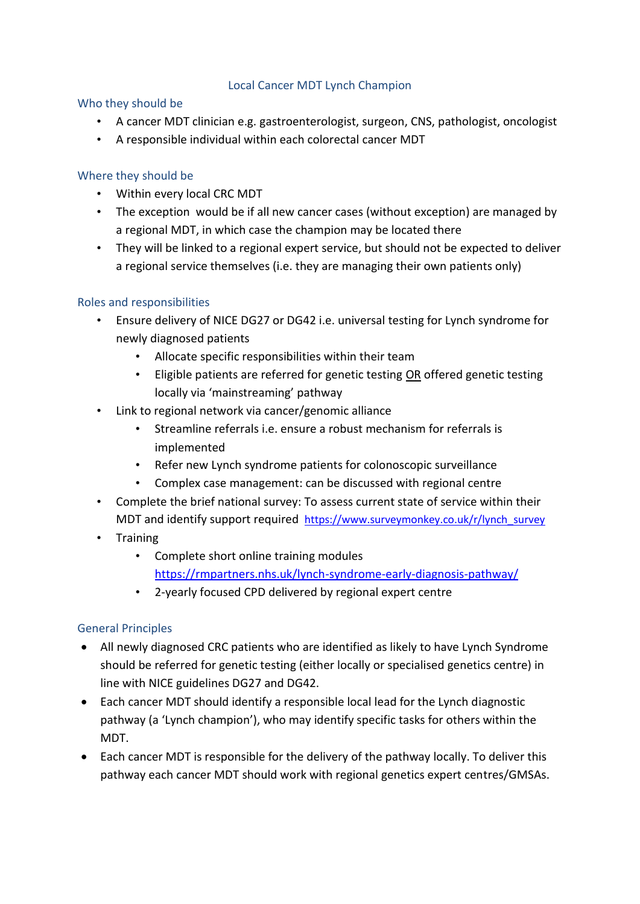# Local Cancer MDT Lynch Champion

## Who they should be

- A cancer MDT clinician e.g. gastroenterologist, surgeon, CNS, pathologist, oncologist
- A responsible individual within each colorectal cancer MDT

## Where they should be

- Within every local CRC MDT
- The exception would be if all new cancer cases (without exception) are managed by a regional MDT, in which case the champion may be located there
- They will be linked to a regional expert service, but should not be expected to deliver a regional service themselves (i.e. they are managing their own patients only)

## Roles and responsibilities

- Ensure delivery of NICE DG27 or DG42 i.e. universal testing for Lynch syndrome for newly diagnosed patients
  - Allocate specific responsibilities within their team
  - Eligible patients are referred for genetic testing <u>OR</u> offered genetic testing locally via 'mainstreaming' pathway
- Link to regional network via cancer/genomic alliance
  - Streamline referrals i.e. ensure a robust mechanism for referrals is implemented
  - Refer new Lynch syndrome patients for colonoscopic surveillance
  - Complex case management: can be discussed with regional centre
- Complete the brief national survey: To assess current state of service within their MDT and identify support required [https://www.surveymonkey.co.uk/r/lynch_survey](https://www.surveymonkey.co.uk/r/lynch_survey)
- Training
  - Complete short online training modules [https://rmpartners.nhs.uk/lynch-syndrome-early-diagnosis-pathway/](https://rmpartners.nhs.uk/lynch-syndrome-early-diagnosis-pathway/)
  - 2-yearly focused CPD delivered by regional expert centre

## General Principles

- All newly diagnosed CRC patients who are identified as likely to have Lynch Syndrome should be referred for genetic testing (either locally or specialised genetics centre) in line with NICE guidelines DG27 and DG42.
- Each cancer MDT should identify a responsible local lead for the Lynch diagnostic pathway (a 'Lynch champion'), who may identify specific tasks for others within the MDT.
- Each cancer MDT is responsible for the delivery of the pathway locally. To deliver this pathway each cancer MDT should work with regional genetics expert centres/GMSAs.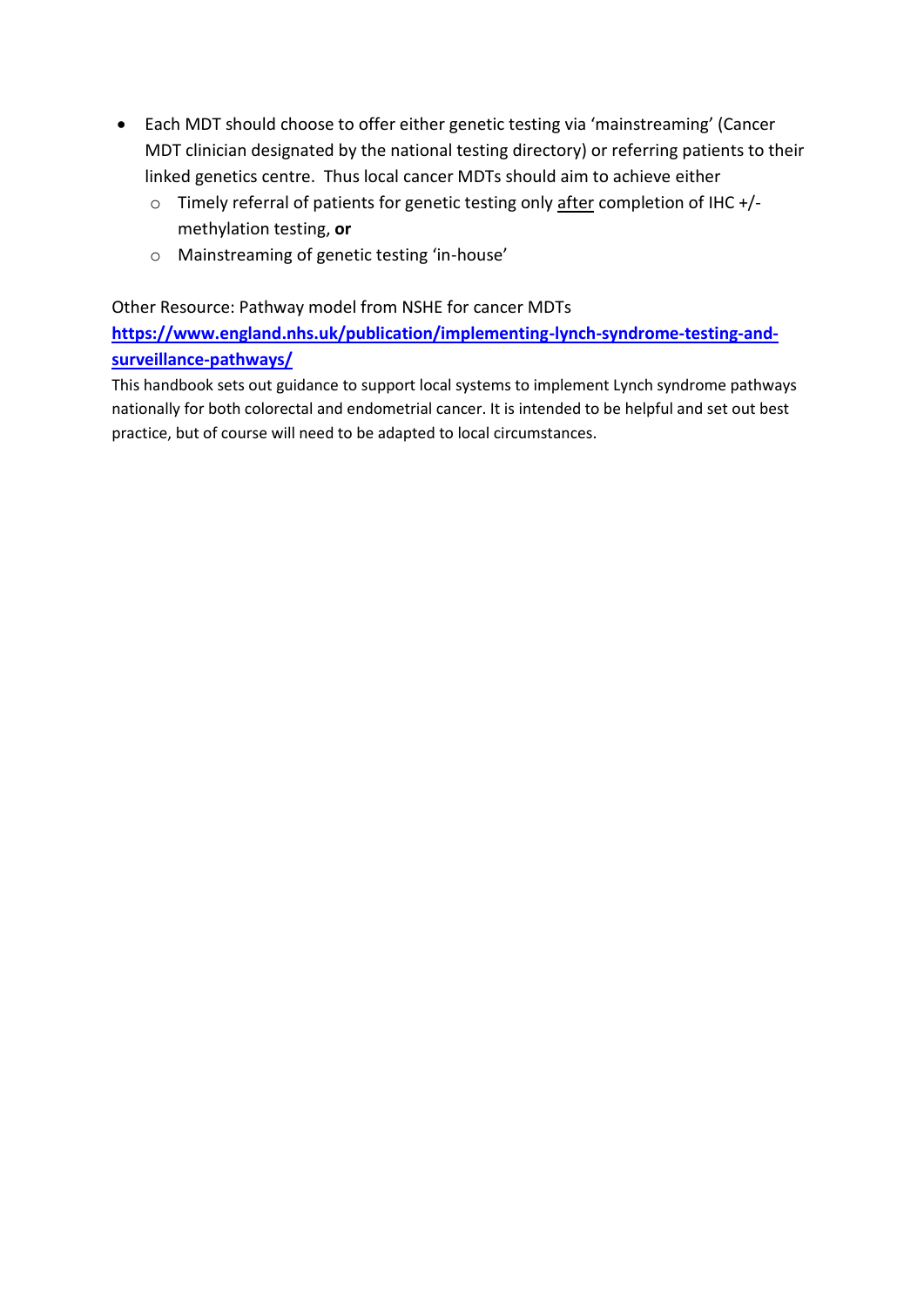- Each MDT should choose to offer either genetic testing via 'mainstreaming' (Cancer MDT clinician designated by the national testing directory) or referring patients to their linked genetics centre. Thus local cancer MDTs should aim to achieve either
  - Timely referral of patients for genetic testing only <u>after</u> completion of IHC +/- methylation testing, **or**
  - Mainstreaming of genetic testing 'in-house'

Other Resource: Pathway model from NSHE for cancer MDTs

**[https://www.england.nhs.uk/publication/implementing-lynch-syndrome-testing-and-surveillance-pathways/](https://www.england.nhs.uk/publication/implementing-lynch-syndrome-testing-and-surveillance-pathways/)**

This handbook sets out guidance to support local systems to implement Lynch syndrome pathways nationally for both colorectal and endometrial cancer. It is intended to be helpful and set out best practice, but of course will need to be adapted to local circumstances.